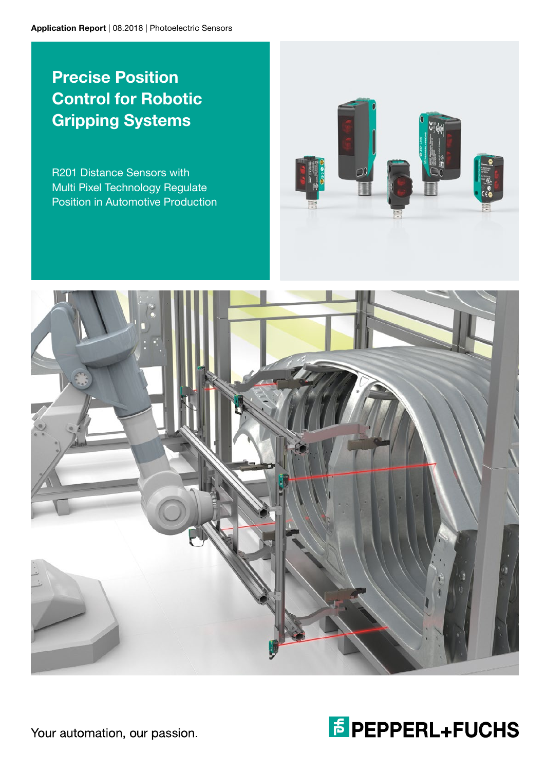Application Report | 08.2018 | Photoelectric Sensors

# Precise Position Control for Robotic Gripping Systems

R201 Distance Sensors with Multi Pixel Technology Regulate Position in Automotive Production

Your automation, our passion.

PEPPERL+FUCHS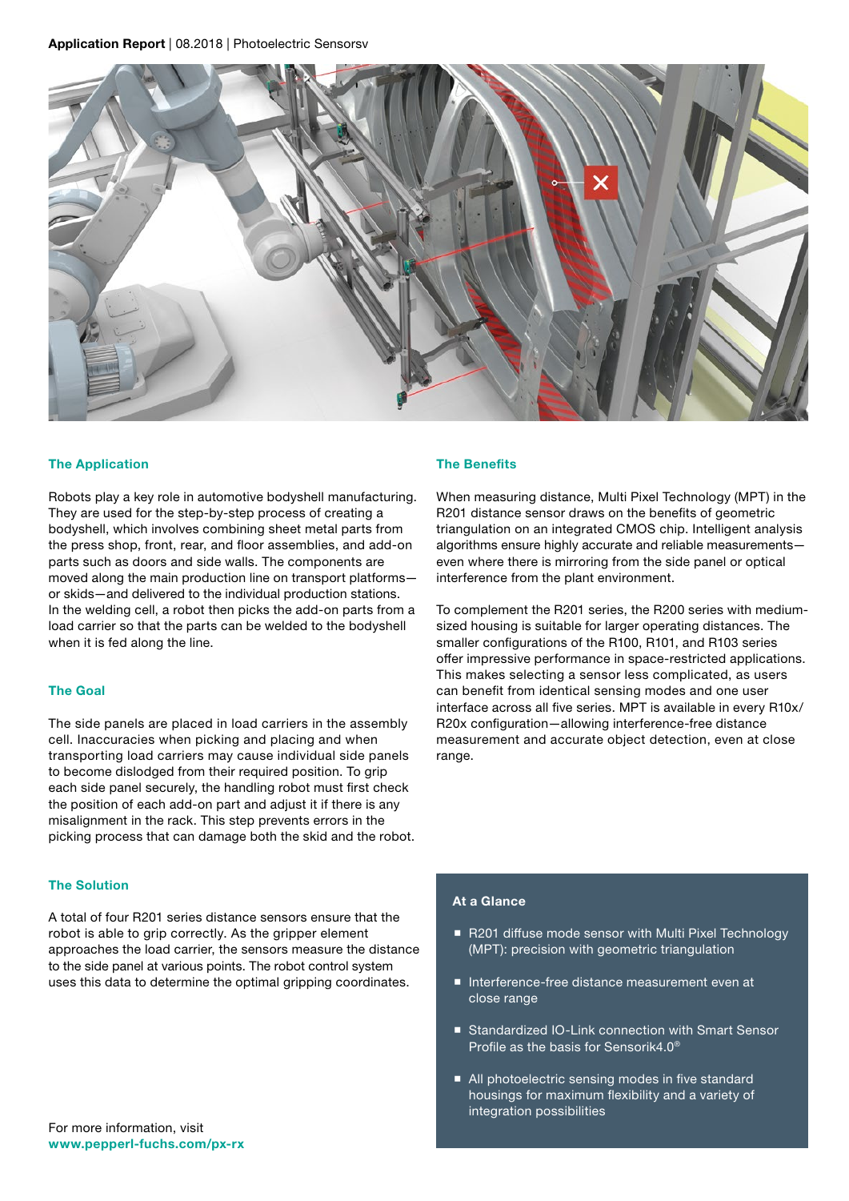## The Application

Robots play a key role in automotive bodyshell manufacturing. They are used for the step-by-step process of creating a bodyshell, which involves combining sheet metal parts from the press shop, front, rear, and floor assemblies, and add-on parts such as doors and side walls. The components are moved along the main production line on transport platforms—or skids—and delivered to the individual production stations. In the welding cell, a robot then picks the add-on parts from a load carrier so that the parts can be welded to the bodyshell when it is fed along the line.

## The Goal

The side panels are placed in load carriers in the assembly cell. Inaccuracies when picking and placing and when transporting load carriers may cause individual side panels to become dislodged from their required position. To grip each side panel securely, the handling robot must first check the position of each add-on part and adjust it if there is any misalignment in the rack. This step prevents errors in the picking process that can damage both the skid and the robot.

## The Solution

A total of four R201 series distance sensors ensure that the robot is able to grip correctly. As the gripper element approaches the load carrier, the sensors measure the distance to the side panel at various points. The robot control system uses this data to determine the optimal gripping coordinates.

## The Benefits

When measuring distance, Multi Pixel Technology (MPT) in the R201 distance sensor draws on the benefits of geometric triangulation on an integrated CMOS chip. Intelligent analysis algorithms ensure highly accurate and reliable measurements—even where there is mirroring from the side panel or optical interference from the plant environment.

To complement the R201 series, the R200 series with medium-sized housing is suitable for larger operating distances. The smaller configurations of the R100, R101, and R103 series offer impressive performance in space-restricted applications. This makes selecting a sensor less complicated, as users can benefit from identical sensing modes and one user interface across all five series. MPT is available in every R10x/R20x configuration—allowing interference-free distance measurement and accurate object detection, even at close range.

### At a Glance

- R201 diffuse mode sensor with Multi Pixel Technology (MPT): precision with geometric triangulation
- Interference-free distance measurement even at close range
- Standardized IO-Link connection with Smart Sensor Profile as the basis for Sensorik4.0®
- All photoelectric sensing modes in five standard housings for maximum flexibility and a variety of integration possibilities

For more information, visit
**www.pepperl-fuchs.com/px-rx**